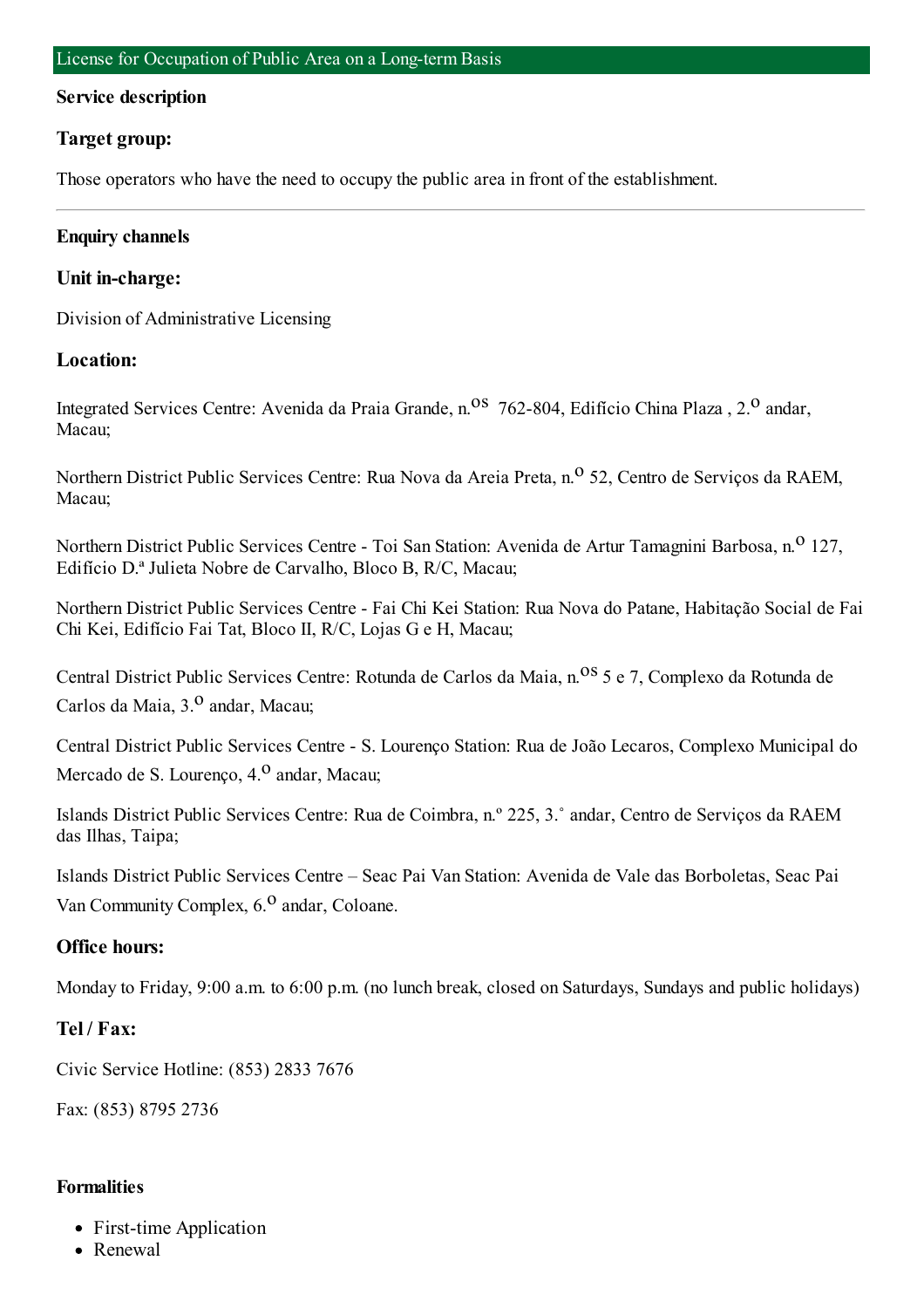# License for Occupation of Public Area on a Long-term Basis

### Service description

### Target group:

Those operators who have the need to occupy the public area in front of the establishment.

---

### Enquiry channels

### Unit in-charge:

Division of Administrative Licensing

### Location:

Integrated Services Centre: Avenida da Praia Grande, n.os 762-804, Edifício China Plaza , 2.o andar, Macau;

Northern District Public Services Centre: Rua Nova da Areia Preta, n.o 52, Centro de Serviços da RAEM, Macau;

Northern District Public Services Centre - Toi San Station: Avenida de Artur Tamagnini Barbosa, n.o 127, Edifício D.ª Julieta Nobre de Carvalho, Bloco B, R/C, Macau;

Northern District Public Services Centre - Fai Chi Kei Station: Rua Nova do Patane, Habitação Social de Fai Chi Kei, Edifício Fai Tat, Bloco II, R/C, Lojas G e H, Macau;

Central District Public Services Centre: Rotunda de Carlos da Maia, n.os 5 e 7, Complexo da Rotunda de Carlos da Maia, 3.o andar, Macau;

Central District Public Services Centre - S. Lourenço Station: Rua de João Lecaros, Complexo Municipal do Mercado de S. Lourenço, 4.o andar, Macau;

Islands District Public Services Centre: Rua de Coimbra, n.º 225, 3.˚ andar, Centro de Serviços da RAEM das Ilhas, Taipa;

Islands District Public Services Centre – Seac Pai Van Station: Avenida de Vale das Borboletas, Seac Pai Van Community Complex, 6.o andar, Coloane.

### Office hours:

Monday to Friday, 9:00 a.m. to 6:00 p.m. (no lunch break, closed on Saturdays, Sundays and public holidays)

### Tel / Fax:

Civic Service Hotline: (853) 2833 7676

Fax: (853) 8795 2736

### Formalities

- First-time Application
- Renewal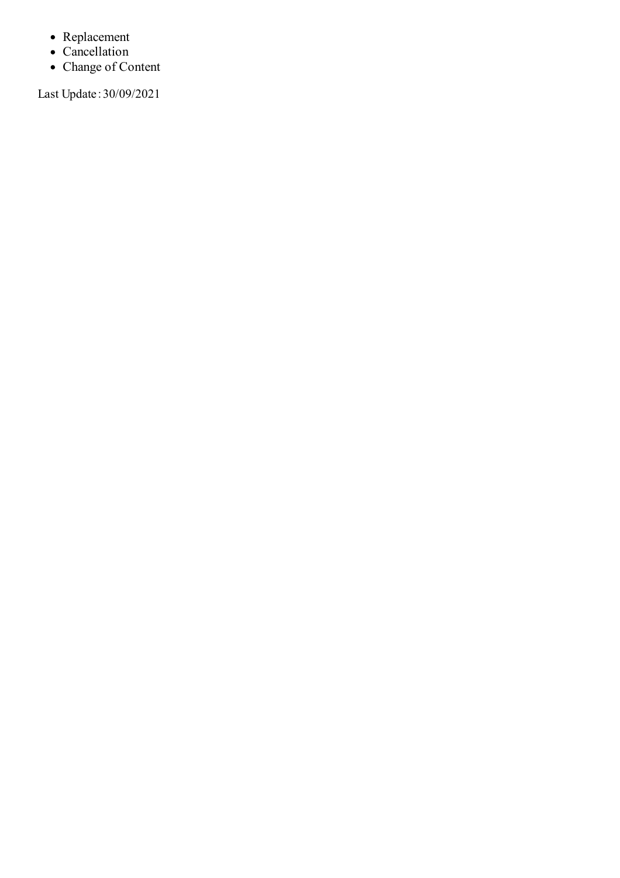- Replacement
- Cancellation
- Change of Content

Last Update : 30/09/2021